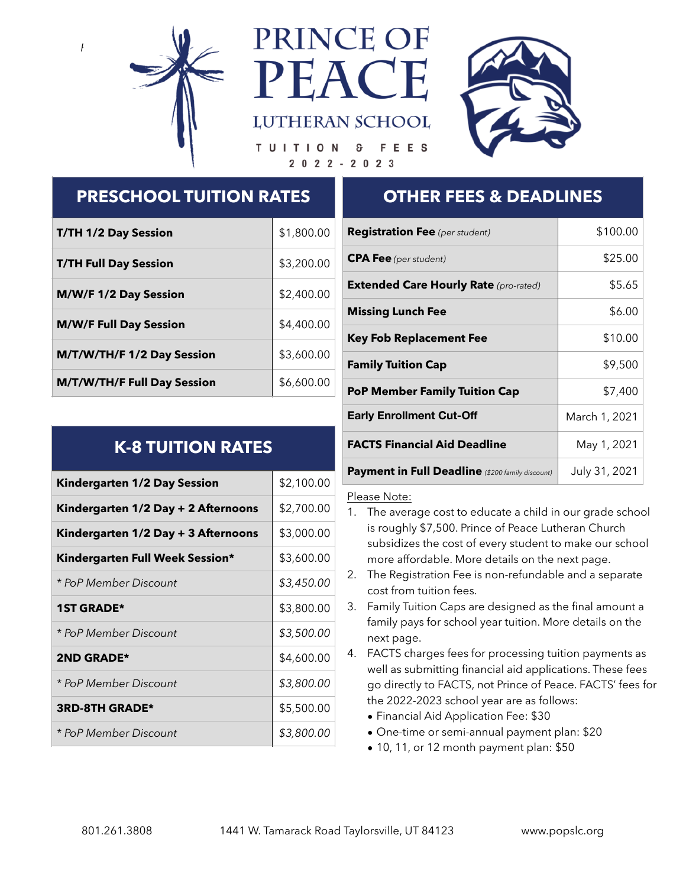# PRINCE OF PEACE

## LUTHERAN SCHOOL

TUITION & FEES

2022-2023

## PRESCHOOL TUITION RATES

| | |
|---|---|
| **T/TH 1/2 Day Session** | $1,800.00 |
| **T/TH Full Day Session** | $3,200.00 |
| **M/W/F 1/2 Day Session** | $2,400.00 |
| **M/W/F Full Day Session** | $4,400.00 |
| **M/T/W/TH/F 1/2 Day Session** | $3,600.00 |
| **M/T/W/TH/F Full Day Session** | $6,600.00 |

## K-8 TUITION RATES

| | |
|---|---|
| **Kindergarten 1/2 Day Session** | $2,100.00 |
| **Kindergarten 1/2 Day + 2 Afternoons** | $2,700.00 |
| **Kindergarten 1/2 Day + 3 Afternoons** | $3,000.00 |
| **Kindergarten Full Week Session*** | $3,600.00 |
| *\* PoP Member Discount* | *$3,450.00* |
| **1ST GRADE*** | $3,800.00 |
| *\* PoP Member Discount* | *$3,500.00* |
| **2ND GRADE*** | $4,600.00 |
| *\* PoP Member Discount* | *$3,800.00* |
| **3RD-8TH GRADE*** | $5,500.00 |
| *\* PoP Member Discount* | *$3,800.00* |

## OTHER FEES & DEADLINES

| | |
|---|---|
| **Registration Fee** *(per student)* | $100.00 |
| **CPA Fee** *(per student)* | $25.00 |
| **Extended Care Hourly Rate** *(pro-rated)* | $5.65 |
| **Missing Lunch Fee** | $6.00 |
| **Key Fob Replacement Fee** | $10.00 |
| **Family Tuition Cap** | $9,500 |
| **PoP Member Family Tuition Cap** | $7,400 |
| **Early Enrollment Cut-Off** | March 1, 2021 |
| **FACTS Financial Aid Deadline** | May 1, 2021 |
| **Payment in Full Deadline** *($200 family discount)* | July 31, 2021 |

Please Note:

1. The average cost to educate a child in our grade school is roughly $7,500. Prince of Peace Lutheran Church subsidizes the cost of every student to make our school more affordable. More details on the next page.
2. The Registration Fee is non-refundable and a separate cost from tuition fees.
3. Family Tuition Caps are designed as the final amount a family pays for school year tuition. More details on the next page.
4. FACTS charges fees for processing tuition payments as well as submitting financial aid applications. These fees go directly to FACTS, not Prince of Peace. FACTS' fees for the 2022-2023 school year are as follows:
   - Financial Aid Application Fee: $30
   - One-time or semi-annual payment plan: $20
   - 10, 11, or 12 month payment plan: $50

801.261.3808 1441 W. Tamarack Road Taylorsville, UT 84123 www.popslc.org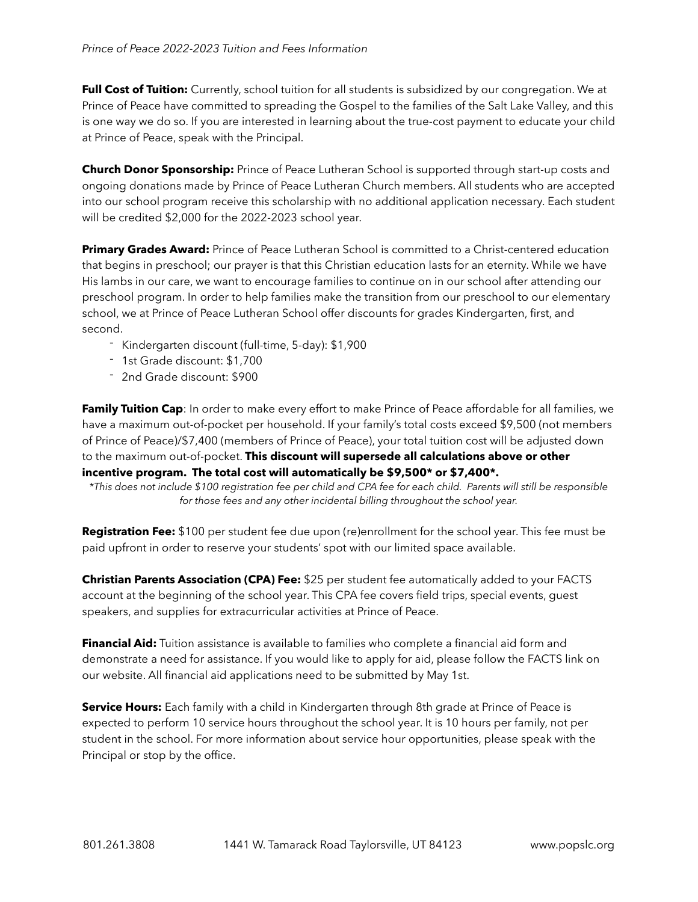**Full Cost of Tuition:** Currently, school tuition for all students is subsidized by our congregation. We at Prince of Peace have committed to spreading the Gospel to the families of the Salt Lake Valley, and this is one way we do so. If you are interested in learning about the true-cost payment to educate your child at Prince of Peace, speak with the Principal.

**Church Donor Sponsorship:** Prince of Peace Lutheran School is supported through start-up costs and ongoing donations made by Prince of Peace Lutheran Church members. All students who are accepted into our school program receive this scholarship with no additional application necessary. Each student will be credited $2,000 for the 2022-2023 school year.

**Primary Grades Award:** Prince of Peace Lutheran School is committed to a Christ-centered education that begins in preschool; our prayer is that this Christian education lasts for an eternity. While we have His lambs in our care, we want to encourage families to continue on in our school after attending our preschool program. In order to help families make the transition from our preschool to our elementary school, we at Prince of Peace Lutheran School offer discounts for grades Kindergarten, first, and second.

- Kindergarten discount (full-time, 5-day): $1,900
- 1st Grade discount: $1,700
- 2nd Grade discount: $900

**Family Tuition Cap**: In order to make every effort to make Prince of Peace affordable for all families, we have a maximum out-of-pocket per household. If your family's total costs exceed $9,500 (not members of Prince of Peace)/$7,400 (members of Prince of Peace), your total tuition cost will be adjusted down to the maximum out-of-pocket. **This discount will supersede all calculations above or other incentive program. The total cost will automatically be $9,500* or $7,400*.**

*\*This does not include $100 registration fee per child and CPA fee for each child. Parents will still be responsible for those fees and any other incidental billing throughout the school year.*

**Registration Fee:** $100 per student fee due upon (re)enrollment for the school year. This fee must be paid upfront in order to reserve your students' spot with our limited space available.

**Christian Parents Association (CPA) Fee:** $25 per student fee automatically added to your FACTS account at the beginning of the school year. This CPA fee covers field trips, special events, guest speakers, and supplies for extracurricular activities at Prince of Peace.

**Financial Aid:** Tuition assistance is available to families who complete a financial aid form and demonstrate a need for assistance. If you would like to apply for aid, please follow the FACTS link on our website. All financial aid applications need to be submitted by May 1st.

**Service Hours:** Each family with a child in Kindergarten through 8th grade at Prince of Peace is expected to perform 10 service hours throughout the school year. It is 10 hours per family, not per student in the school. For more information about service hour opportunities, please speak with the Principal or stop by the office.